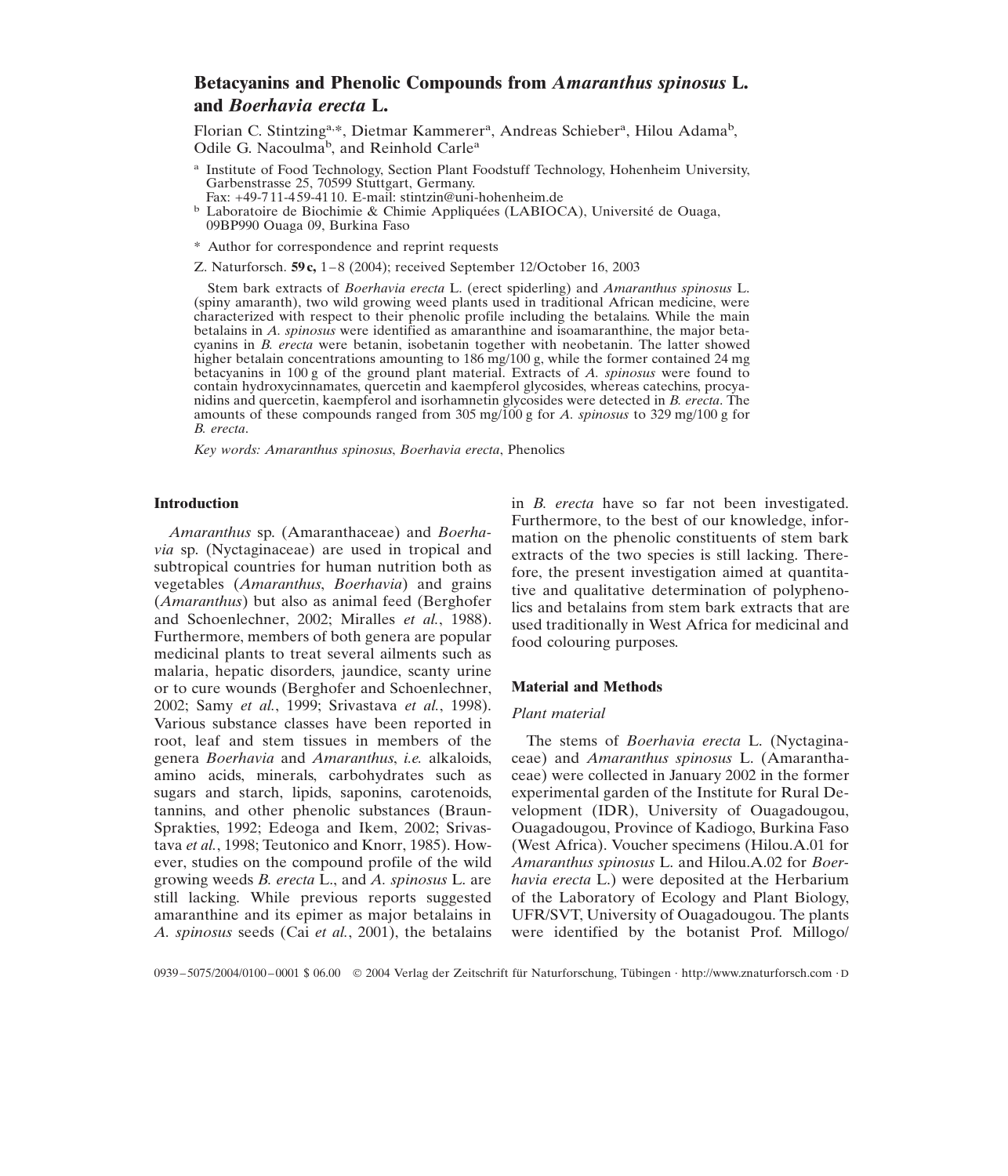# Betacyanins and Phenolic Compounds from *Amaranthus spinosus* L. and *Boerhavia erecta* L.

Florian C. Stintzing[a,*], Dietmar Kammerer[a], Andreas Schieber[a], Hilou Adama[b], Odile G. Nacoulma[b], and Reinhold Carle[a]

[a] Institute of Food Technology, Section Plant Foodstuff Technology, Hohenheim University, Garbenstrasse 25, 70599 Stuttgart, Germany. Fax: +49-711-459-4110. E-mail: stintzin@uni-hohenheim.de

[b] Laboratoire de Biochimie & Chimie Appliquées (LABIOCA), Université de Ouaga, 09BP990 Ouaga 09, Burkina Faso

\* Author for correspondence and reprint requests

Z. Naturforsch. **59 c,** 1–8 (2004); received September 12/October 16, 2003

Stem bark extracts of *Boerhavia erecta* L. (erect spiderling) and *Amaranthus spinosus* L. (spiny amaranth), two wild growing weed plants used in traditional African medicine, were characterized with respect to their phenolic profile including the betalains. While the main betalains in *A. spinosus* were identified as amaranthine and isoamaranthine, the major betacyanins in *B. erecta* were betanin, isobetanin together with neobetanin. The latter showed higher betalain concentrations amounting to 186 mg/100 g, while the former contained 24 mg betacyanins in 100 g of the ground plant material. Extracts of *A. spinosus* were found to contain hydroxycinnamates, quercetin and kaempferol glycosides, whereas catechins, procyanidins and quercetin, kaempferol and isorhamnetin glycosides were detected in *B. erecta*. The amounts of these compounds ranged from 305 mg/100 g for *A. spinosus* to 329 mg/100 g for *B. erecta*.

*Key words: Amaranthus spinosus*, *Boerhavia erecta*, Phenolics

## Introduction

*Amaranthus* sp. (Amaranthaceae) and *Boerhavia* sp. (Nyctaginaceae) are used in tropical and subtropical countries for human nutrition both as vegetables (*Amaranthus*, *Boerhavia*) and grains (*Amaranthus*) but also as animal feed (Berghofer and Schoenlechner, 2002; Miralles *et al.*, 1988). Furthermore, members of both genera are popular medicinal plants to treat several ailments such as malaria, hepatic disorders, jaundice, scanty urine or to cure wounds (Berghofer and Schoenlechner, 2002; Samy *et al.*, 1999; Srivastava *et al.*, 1998). Various substance classes have been reported in root, leaf and stem tissues in members of the genera *Boerhavia* and *Amaranthus*, *i.e.* alkaloids, amino acids, minerals, carbohydrates such as sugars and starch, lipids, saponins, carotenoids, tannins, and other phenolic substances (Braun-Sprakties, 1992; Edeoga and Ikem, 2002; Srivastava *et al.*, 1998; Teutonico and Knorr, 1985). However, studies on the compound profile of the wild growing weeds *B. erecta* L., and *A. spinosus* L. are still lacking. While previous reports suggested amaranthine and its epimer as major betalains in *A. spinosus* seeds (Cai *et al.*, 2001), the betalains in *B. erecta* have so far not been investigated. Furthermore, to the best of our knowledge, information on the phenolic constituents of stem bark extracts of the two species is still lacking. Therefore, the present investigation aimed at quantitative and qualitative determination of polyphenolics and betalains from stem bark extracts that are used traditionally in West Africa for medicinal and food colouring purposes.

## Material and Methods

### Plant material

The stems of *Boerhavia erecta* L. (Nyctaginaceae) and *Amaranthus spinosus* L. (Amaranthaceae) were collected in January 2002 in the former experimental garden of the Institute for Rural Development (IDR), University of Ouagadougou, Ouagadougou, Province of Kadiogo, Burkina Faso (West Africa). Voucher specimens (Hilou.A.01 for *Amaranthus spinosus* L. and Hilou.A.02 for *Boerhavia erecta* L.) were deposited at the Herbarium of the Laboratory of Ecology and Plant Biology, UFR/SVT, University of Ouagadougou. The plants were identified by the botanist Prof. Millogo/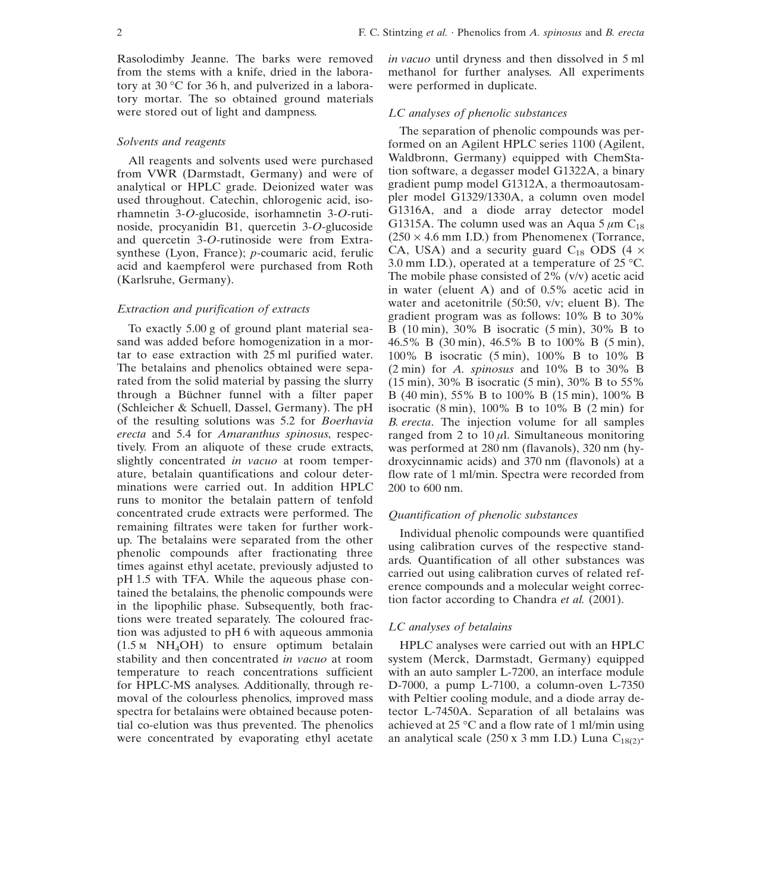Rasolodimby Jeanne. The barks were removed from the stems with a knife, dried in the laboratory at 30 °C for 36 h, and pulverized in a laboratory mortar. The so obtained ground materials were stored out of light and dampness.

### Solvents and reagents

All reagents and solvents used were purchased from VWR (Darmstadt, Germany) and were of analytical or HPLC grade. Deionized water was used throughout. Catechin, chlorogenic acid, isorhamnetin 3-*O*-glucoside, isorhamnetin 3-*O*-rutinoside, procyanidin B1, quercetin 3-*O*-glucoside and quercetin 3-*O*-rutinoside were from Extrasynthese (Lyon, France); *p*-coumaric acid, ferulic acid and kaempferol were purchased from Roth (Karlsruhe, Germany).

### Extraction and purification of extracts

To exactly 5.00 g of ground plant material seasand was added before homogenization in a mortar to ease extraction with 25 ml purified water. The betalains and phenolics obtained were separated from the solid material by passing the slurry through a Büchner funnel with a filter paper (Schleicher & Schuell, Dassel, Germany). The pH of the resulting solutions was 5.2 for *Boerhavia erecta* and 5.4 for *Amaranthus spinosus*, respectively. From an aliquote of these crude extracts, slightly concentrated *in vacuo* at room temperature, betalain quantifications and colour determinations were carried out. In addition HPLC runs to monitor the betalain pattern of tenfold concentrated crude extracts were performed. The remaining filtrates were taken for further workup. The betalains were separated from the other phenolic compounds after fractionating three times against ethyl acetate, previously adjusted to pH 1.5 with TFA. While the aqueous phase contained the betalains, the phenolic compounds were in the lipophilic phase. Subsequently, both fractions were treated separately. The coloured fraction was adjusted to pH 6 with aqueous ammonia (1.5 M $NH_4OH$) to ensure optimum betalain stability and then concentrated *in vacuo* at room temperature to reach concentrations sufficient for HPLC-MS analyses. Additionally, through removal of the colourless phenolics, improved mass spectra for betalains were obtained because potential co-elution was thus prevented. The phenolics were concentrated by evaporating ethyl acetate *in vacuo* until dryness and then dissolved in 5 ml methanol for further analyses. All experiments were performed in duplicate.

### LC analyses of phenolic substances

The separation of phenolic compounds was performed on an Agilent HPLC series 1100 (Agilent, Waldbronn, Germany) equipped with ChemStation software, a degasser model G1322A, a binary gradient pump model G1312A, a thermoautosampler model G1329/1330A, a column oven model G1316A, and a diode array detector model G1315A. The column used was an Aqua 5 $\mu$m $C_{18}$ ($250 \times 4.6$ mm I.D.) from Phenomenex (Torrance, CA, USA) and a security guard $C_{18}$ ODS ($4 \times 3.0$ mm I.D.), operated at a temperature of 25 °C. The mobile phase consisted of 2% (v/v) acetic acid in water (eluent A) and of 0.5% acetic acid in water and acetonitrile (50:50, v/v; eluent B). The gradient program was as follows: 10% B to 30% B (10 min), 30% B isocratic (5 min), 30% B to 46.5% B (30 min), 46.5% B to 100% B (5 min), 100% B isocratic (5 min), 100% B to 10% B (2 min) for *A. spinosus* and 10% B to 30% B (15 min), 30% B isocratic (5 min), 30% B to 55% B (40 min), 55% B to 100% B (15 min), 100% B isocratic (8 min), 100% B to 10% B (2 min) for *B. erecta*. The injection volume for all samples ranged from 2 to 10 $\mu$l. Simultaneous monitoring was performed at 280 nm (flavanols), 320 nm (hydroxycinnamic acids) and 370 nm (flavonols) at a flow rate of 1 ml/min. Spectra were recorded from 200 to 600 nm.

### Quantification of phenolic substances

Individual phenolic compounds were quantified using calibration curves of the respective standards. Quantification of all other substances was carried out using calibration curves of related reference compounds and a molecular weight correction factor according to Chandra *et al.* (2001).

### LC analyses of betalains

HPLC analyses were carried out with an HPLC system (Merck, Darmstadt, Germany) equipped with an auto sampler L-7200, an interface module D-7000, a pump L-7100, a column-oven L-7350 with Peltier cooling module, and a diode array detector L-7450A. Separation of all betalains was achieved at 25 °C and a flow rate of 1 ml/min using an analytical scale (250 x 3 mm I.D.) Luna $C_{18(2)}$-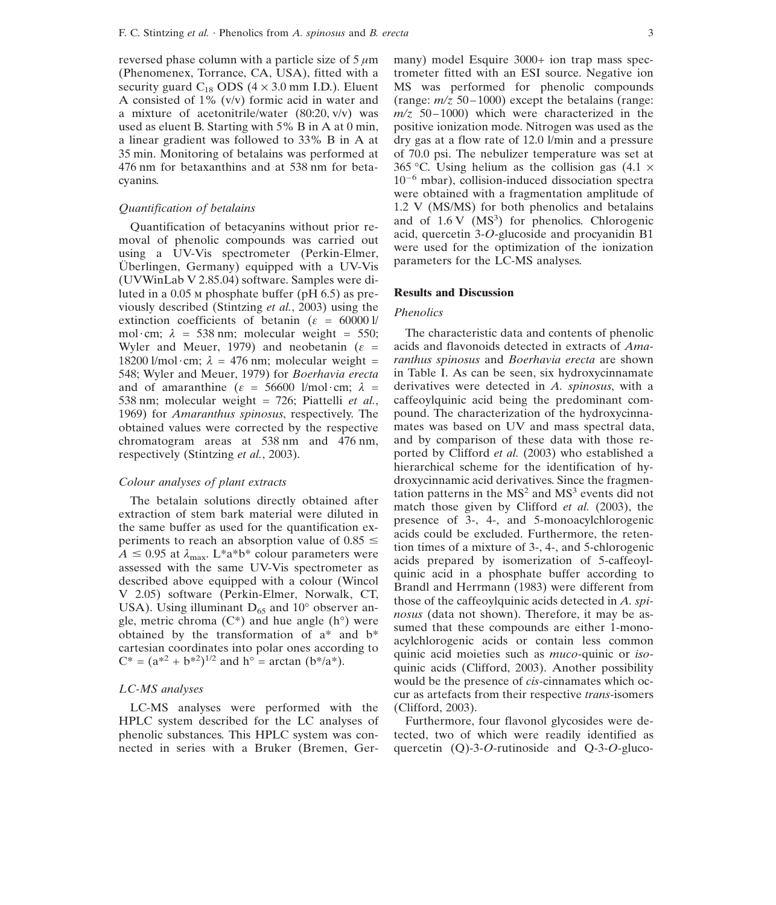reversed phase column with a particle size of 5 μm (Phenomenex, Torrance, CA, USA), fitted with a security guard $C_{18}$ ODS (4 × 3.0 mm I.D.). Eluent A consisted of 1% (v/v) formic acid in water and a mixture of acetonitrile/water (80:20, v/v) was used as eluent B. Starting with 5% B in A at 0 min, a linear gradient was followed to 33% B in A at 35 min. Monitoring of betalains was performed at 476 nm for betaxanthins and at 538 nm for betacyanins.

### *Quantification of betalains*

Quantification of betacyanins without prior removal of phenolic compounds was carried out using a UV-Vis spectrometer (Perkin-Elmer, Überlingen, Germany) equipped with a UV-Vis (UVWinLab V 2.85.04) software. Samples were diluted in a 0.05 M phosphate buffer (pH 6.5) as previously described (Stintzing *et al.*, 2003) using the extinction coefficients of betanin ($\varepsilon$ = 60000 l/mol·cm; $\lambda$ = 538 nm; molecular weight = 550; Wyler and Meuer, 1979) and neobetanin ($\varepsilon$ = 18200 l/mol·cm; $\lambda$ = 476 nm; molecular weight = 548; Wyler and Meuer, 1979) for *Boerhavia erecta* and of amaranthine ($\varepsilon$ = 56600 l/mol·cm; $\lambda$ = 538 nm; molecular weight = 726; Piattelli *et al.*, 1969) for *Amaranthus spinosus*, respectively. The obtained values were corrected by the respective chromatogram areas at 538 nm and 476 nm, respectively (Stintzing *et al.*, 2003).

### *Colour analyses of plant extracts*

The betalain solutions directly obtained after extraction of stem bark material were diluted in the same buffer as used for the quantification experiments to reach an absorption value of $0.85 \leq A \leq 0.95$ at $\lambda_{max}$. L*a*b* colour parameters were assessed with the same UV-Vis spectrometer as described above equipped with a colour (Wincol V 2.05) software (Perkin-Elmer, Norwalk, CT, USA). Using illuminant $D_{65}$ and 10° observer angle, metric chroma (C*) and hue angle (h°) were obtained by the transformation of a* and b* cartesian coordinates into polar ones according to $C^* = (a^{*2} + b^{*2})^{1/2}$ and $h° = \arctan (b^*/a^*)$.

### *LC-MS analyses*

LC-MS analyses were performed with the HPLC system described for the LC analyses of phenolic substances. This HPLC system was connected in series with a Bruker (Bremen, Germany) model Esquire 3000+ ion trap mass spectrometer fitted with an ESI source. Negative ion MS was performed for phenolic compounds (range: *m/z* 50–1000) except the betalains (range: *m/z* 50–1000) which were characterized in the positive ionization mode. Nitrogen was used as the dry gas at a flow rate of 12.0 l/min and a pressure of 70.0 psi. The nebulizer temperature was set at 365 °C. Using helium as the collision gas ($4.1 \times 10^{-6}$ mbar), collision-induced dissociation spectra were obtained with a fragmentation amplitude of 1.2 V (MS/MS) for both phenolics and betalains and of 1.6 V ($MS^3$) for phenolics. Chlorogenic acid, quercetin 3-*O*-glucoside and procyanidin B1 were used for the optimization of the ionization parameters for the LC-MS analyses.

## Results and Discussion

### *Phenolics*

The characteristic data and contents of phenolic acids and flavonoids detected in extracts of *Amaranthus spinosus* and *Boerhavia erecta* are shown in Table I. As can be seen, six hydroxycinnamate derivatives were detected in *A. spinosus*, with a caffeoylquinic acid being the predominant compound. The characterization of the hydroxycinnamates was based on UV and mass spectral data, and by comparison of these data with those reported by Clifford *et al.* (2003) who established a hierarchical scheme for the identification of hydroxycinnamic acid derivatives. Since the fragmentation patterns in the $MS^2$ and $MS^3$ events did not match those given by Clifford *et al.* (2003), the presence of 3-, 4-, and 5-monoacylchlorogenic acids could be excluded. Furthermore, the retention times of a mixture of 3-, 4-, and 5-chlorogenic acids prepared by isomerization of 5-caffeoylquinic acid in a phosphate buffer according to Brandl and Herrmann (1983) were different from those of the caffeoylquinic acids detected in *A. spinosus* (data not shown). Therefore, it may be assumed that these compounds are either 1-monoacylchlorogenic acids or contain less common quinic acid moieties such as *muco*-quinic or *iso*-quinic acids (Clifford, 2003). Another possibility would be the presence of *cis*-cinnamates which occur as artefacts from their respective *trans*-isomers (Clifford, 2003).

Furthermore, four flavonol glycosides were detected, two of which were readily identified as quercetin (Q)-3-*O*-rutinoside and Q-3-*O*-gluco-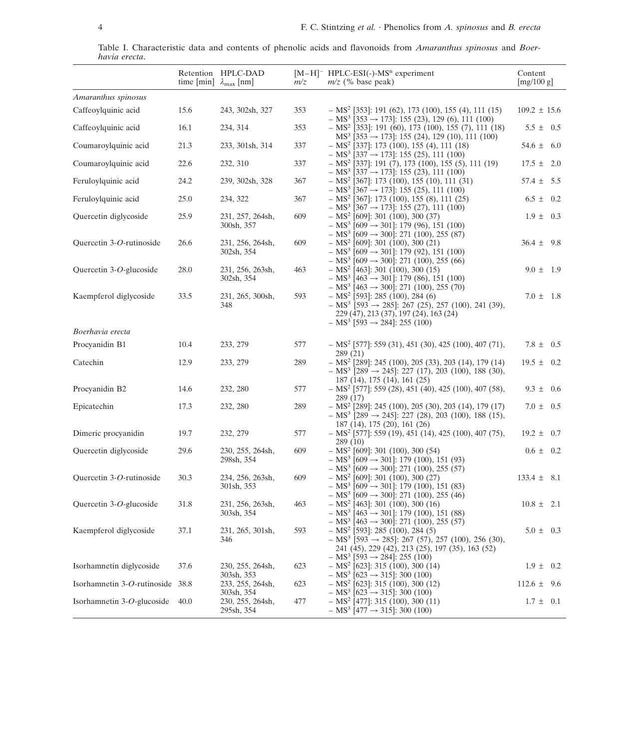Table I. Characteristic data and contents of phenolic acids and flavonoids from *Amaranthus spinosus* and *Boerhavia erecta*.

| | Retention time [min] | HPLC-DAD $\lambda_{max}$ [nm] | $[M-H]^-$ $m/z$ | HPLC-ESI(-)-$MS^n$ experiment $m/z$ (% base peak) | Content [mg/100 g] |
|---|---|---|---|---|---|
| *Amaranthus spinosus* | | | | | |
| Caffeoylquinic acid | 15.6 | 243, 302sh, 327 | 353 | – $MS^2$ [353]: 191 (62), 173 (100), 155 (4), 111 (15)<br>– $MS^3$ [353 → 173]: 155 (23), 129 (6), 111 (100) | 109.2 ± 15.6 |
| Caffeoylquinic acid | 16.1 | 234, 314 | 353 | – $MS^2$ [353]: 191 (60), 173 (100), 155 (7), 111 (18)<br>$MS^3$ [353 → 173]: 155 (24), 129 (10), 111 (100) | 5.5 ± 0.5 |
| Coumaroylquinic acid | 21.3 | 233, 301sh, 314 | 337 | – $MS^2$ [337]: 173 (100), 155 (4), 111 (18)<br>– $MS^3$ [337 → 173]: 155 (25), 111 (100) | 54.6 ± 6.0 |
| Coumaroylquinic acid | 22.6 | 232, 310 | 337 | – $MS^2$ [337]: 191 (7), 173 (100), 155 (5), 111 (19)<br>– $MS^3$ [337 → 173]: 155 (23), 111 (100) | 17.5 ± 2.0 |
| Feruloylquinic acid | 24.2 | 239, 302sh, 328 | 367 | – $MS^2$ [367]: 173 (100), 155 (10), 111 (31)<br>– $MS^3$ [367 → 173]: 155 (25), 111 (100) | 57.4 ± 5.5 |
| Feruloylquinic acid | 25.0 | 234, 322 | 367 | – $MS^2$ [367]: 173 (100), 155 (8), 111 (25)<br>– $MS^3$ [367 → 173]: 155 (27), 111 (100) | 6.5 ± 0.2 |
| Quercetin diglycoside | 25.9 | 231, 257, 264sh, 300sh, 357 | 609 | – $MS^2$ [609]: 301 (100), 300 (37)<br>– $MS^3$ [609 → 301]: 179 (96), 151 (100)<br>– $MS^3$ [609 → 300]: 271 (100), 255 (87) | 1.9 ± 0.3 |
| Quercetin 3-*O*-rutinoside | 26.6 | 231, 256, 264sh, 302sh, 354 | 609 | – $MS^2$ [609]: 301 (100), 300 (21)<br>– $MS^3$ [609 → 301]: 179 (92), 151 (100)<br>– $MS^3$ [609 → 300]: 271 (100), 255 (66) | 36.4 ± 9.8 |
| Quercetin 3-*O*-glucoside | 28.0 | 231, 256, 263sh, 302sh, 354 | 463 | – $MS^2$ [463]: 301 (100), 300 (15)<br>– $MS^3$ [463 → 301]: 179 (86), 151 (100)<br>– $MS^3$ [463 → 300]: 271 (100), 255 (70) | 9.0 ± 1.9 |
| Kaempferol diglycoside | 33.5 | 231, 265, 300sh, 348 | 593 | – $MS^2$ [593]: 285 (100), 284 (6)<br>– $MS^3$ [593 → 285]: 267 (25), 257 (100), 241 (39), 229 (47), 213 (37), 197 (24), 163 (24)<br>– $MS^3$ [593 → 284]: 255 (100) | 7.0 ± 1.8 |
| *Boerhavia erecta* | | | | | |
| Procyanidin B1 | 10.4 | 233, 279 | 577 | – $MS^2$ [577]: 559 (31), 451 (30), 425 (100), 407 (71), 289 (21) | 7.8 ± 0.5 |
| Catechin | 12.9 | 233, 279 | 289 | – $MS^2$ [289]: 245 (100), 205 (33), 203 (14), 179 (14)<br>– $MS^3$ [289 → 245]: 227 (17), 203 (100), 188 (30), 187 (14), 175 (14), 161 (25) | 19.5 ± 0.2 |
| Procyanidin B2 | 14.6 | 232, 280 | 577 | – $MS^2$ [577]: 559 (28), 451 (40), 425 (100), 407 (58), 289 (17) | 9.3 ± 0.6 |
| Epicatechin | 17.3 | 232, 280 | 289 | – $MS^2$ [289]: 245 (100), 205 (30), 203 (14), 179 (17)<br>– $MS^3$ [289 → 245]: 227 (28), 203 (100), 188 (15), 187 (14), 175 (20), 161 (26) | 7.0 ± 0.5 |
| Dimeric procyanidin | 19.7 | 232, 279 | 577 | – $MS^2$ [577]: 559 (19), 451 (14), 425 (100), 407 (75), 289 (10) | 19.2 ± 0.7 |
| Quercetin diglycoside | 29.6 | 230, 255, 264sh, 298sh, 354 | 609 | – $MS^2$ [609]: 301 (100), 300 (54)<br>– $MS^3$ [609 → 301]: 179 (100), 151 (93)<br>– $MS^3$ [609 → 300]: 271 (100), 255 (57) | 0.6 ± 0.2 |
| Quercetin 3-*O*-rutinoside | 30.3 | 234, 256, 263sh, 301sh, 353 | 609 | – $MS^2$ [609]: 301 (100), 300 (27)<br>– $MS^3$ [609 → 301]: 179 (100), 151 (83)<br>– $MS^3$ [609 → 300]: 271 (100), 255 (46) | 133.4 ± 8.1 |
| Quercetin 3-*O*-glucoside | 31.8 | 231, 256, 263sh, 303sh, 354 | 463 | – $MS^2$ [463]: 301 (100), 300 (16)<br>– $MS^3$ [463 → 301]: 179 (100), 151 (88)<br>– $MS^3$ [463 → 300]: 271 (100), 255 (57) | 10.8 ± 2.1 |
| Kaempferol diglycoside | 37.1 | 231, 265, 301sh, 346 | 593 | – $MS^2$ [593]: 285 (100), 284 (5)<br>– $MS^3$ [593 → 285]: 267 (57), 257 (100), 256 (30), 241 (45), 229 (42), 213 (25), 197 (35), 163 (52)<br>– $MS^3$ [593 → 284]: 255 (100) | 5.0 ± 0.3 |
| Isorhamnetin diglycoside | 37.6 | 230, 255, 264sh, 303sh, 353 | 623 | – $MS^2$ [623]: 315 (100), 300 (14)<br>– $MS^3$ [623 → 315]: 300 (100) | 1.9 ± 0.2 |
| Isorhamnetin 3-*O*-rutinoside | 38.8 | 233, 255, 264sh, 303sh, 354 | 623 | – $MS^2$ [623]: 315 (100), 300 (12)<br>– $MS^3$ [623 → 315]: 300 (100) | 112.6 ± 9.6 |
| Isorhamnetin 3-*O*-glucoside | 40.0 | 230, 255, 264sh, 295sh, 354 | 477 | – $MS^2$ [477]: 315 (100), 300 (11)<br>– $MS^3$ [477 → 315]: 300 (100) | 1.7 ± 0.1 |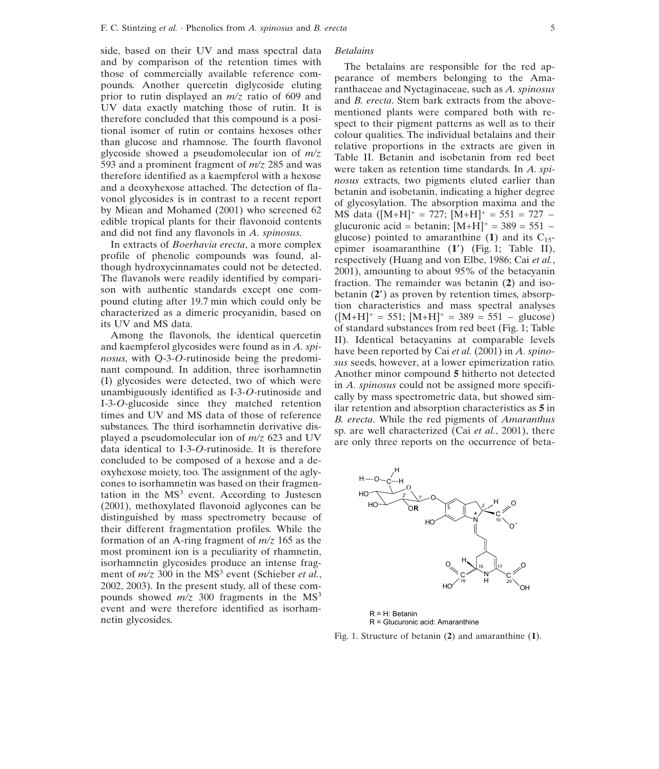side, based on their UV and mass spectral data and by comparison of the retention times with those of commercially available reference compounds. Another quercetin diglycoside eluting prior to rutin displayed an *m/z* ratio of 609 and UV data exactly matching those of rutin. It is therefore concluded that this compound is a positional isomer of rutin or contains hexoses other than glucose and rhamnose. The fourth flavonol glycoside showed a pseudomolecular ion of *m/z* 593 and a prominent fragment of *m/z* 285 and was therefore identified as a kaempferol with a hexose and a deoxyhexose attached. The detection of flavonol glycosides is in contrast to a recent report by Miean and Mohamed (2001) who screened 62 edible tropical plants for their flavonoid contents and did not find any flavonols in *A. spinosus*.

In extracts of *Boerhavia erecta*, a more complex profile of phenolic compounds was found, although hydroxycinnamates could not be detected. The flavanols were readily identified by comparison with authentic standards except one compound eluting after 19.7 min which could only be characterized as a dimeric procyanidin, based on its UV and MS data.

Among the flavonols, the identical quercetin and kaempferol glycosides were found as in *A. spinosus*, with Q-3-*O*-rutinoside being the predominant compound. In addition, three isorhamnetin (I) glycosides were detected, two of which were unambiguously identified as I-3-*O*-rutinoside and I-3-*O*-glucoside since they matched retention times and UV and MS data of those of reference substances. The third isorhamnetin derivative displayed a pseudomolecular ion of *m/z* 623 and UV data identical to I-3-*O*-rutinoside. It is therefore concluded to be composed of a hexose and a deoxyhexose moiety, too. The assignment of the aglycones to isorhamnetin was based on their fragmentation in the $MS^3$ event. According to Justesen (2001), methoxylated flavonoid aglycones can be distinguished by mass spectrometry because of their different fragmentation profiles. While the formation of an A-ring fragment of *m/z* 165 as the most prominent ion is a peculiarity of rhamnetin, isorhamnetin glycosides produce an intense fragment of *m/z* 300 in the $MS^3$ event (Schieber *et al.*, 2002, 2003). In the present study, all of these compounds showed *m/z* 300 fragments in the $MS^3$ event and were therefore identified as isorhamnetin glycosides.

### *Betalains*

The betalains are responsible for the red appearance of members belonging to the Amaranthaceae and Nyctaginaceae, such as *A. spinosus* and *B. erecta*. Stem bark extracts from the above-mentioned plants were compared both with respect to their pigment patterns as well as to their colour qualities. The individual betalains and their relative proportions in the extracts are given in Table II. Betanin and isobetanin from red beet were taken as retention time standards. In *A. spinosus* extracts, two pigments eluted earlier than betanin and isobetanin, indicating a higher degree of glycosylation. The absorption maxima and the MS data ($[M+H]^+ = 727$; $[M+H]^+ = 551 = 727 -$ glucuronic acid = betanin; $[M+H]^+ = 389 = 551 -$ glucose) pointed to amaranthine (**1**) and its $C_{15}$-epimer isoamaranthine (**1′**) (Fig. 1; Table II), respectively (Huang and von Elbe, 1986; Cai *et al.*, 2001), amounting to about 95% of the betacyanin fraction. The remainder was betanin (**2**) and isobetanin (**2′**) as proven by retention times, absorption characteristics and mass spectral analyses ($[M+H]^+ = 551$; $[M+H]^+ = 389 = 551 -$ glucose) of standard substances from red beet (Fig. 1; Table II). Identical betacyanins at comparable levels have been reported by Cai *et al.* (2001) in *A. spinosus* seeds, however, at a lower epimerization ratio. Another minor compound **5** hitherto not detected in *A. spinosus* could not be assigned more specifically by mass spectrometric data, but showed similar retention and absorption characteristics as **5** in *B. erecta*. While the red pigments of *Amaranthus* sp. are well characterized (Cai *et al.*, 2001), there are only three reports on the occurrence of beta-

R = H: Betanin
R = Glucuronic acid: Amaranthine

Fig. 1. Structure of betanin (**2**) and amaranthine (**1**).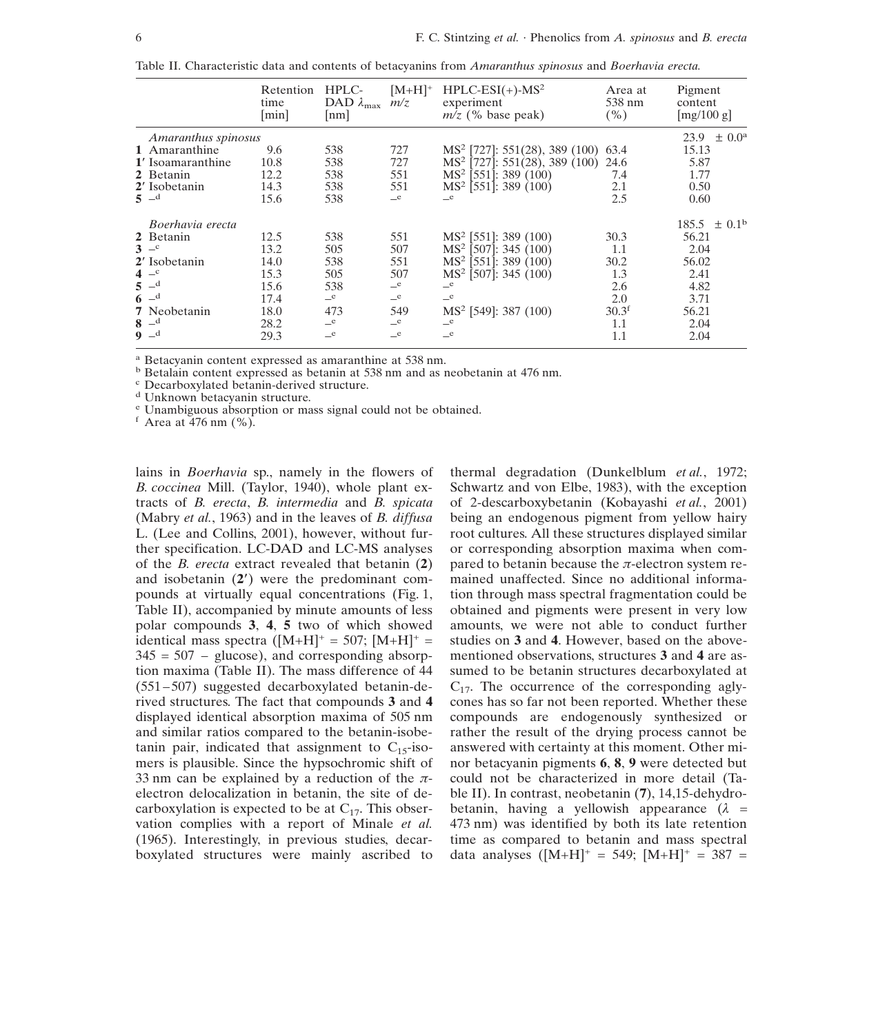Table II. Characteristic data and contents of betacyanins from *Amaranthus spinosus* and *Boerhavia erecta*.

| | Retention time [min] | HPLC-DAD $\lambda_{max}$ [nm] | $[M+H]^+$ $m/z$ | HPLC-ESI(+)-MS$^2$ experiment $m/z$ (% base peak) | Area at 538 nm (%) | Pigment content [mg/100 g] |
|---|---|---|---|---|---|---|
| *Amaranthus spinosus* | | | | | | 23.9 ± 0.0[a] |
| **1** Amaranthine | 9.6 | 538 | 727 | MS$^2$ [727]: 551(28), 389 (100) | 63.4 | 15.13 |
| **1′** Isoamaranthine | 10.8 | 538 | 727 | MS$^2$ [727]: 551(28), 389 (100) | 24.6 | 5.87 |
| **2** Betanin | 12.2 | 538 | 551 | MS$^2$ [551]: 389 (100) | 7.4 | 1.77 |
| **2′** Isobetanin | 14.3 | 538 | 551 | MS$^2$ [551]: 389 (100) | 2.1 | 0.50 |
| **5** –[d] | 15.6 | 538 | –[e] | –[e] | 2.5 | 0.60 |
| *Boerhavia erecta* | | | | | | 185.5 ± 0.1[b] |
| **2** Betanin | 12.5 | 538 | 551 | MS$^2$ [551]: 389 (100) | 30.3 | 56.21 |
| **3** –[c] | 13.2 | 505 | 507 | MS$^2$ [507]: 345 (100) | 1.1 | 2.04 |
| **2′** Isobetanin | 14.0 | 538 | 551 | MS$^2$ [551]: 389 (100) | 30.2 | 56.02 |
| **4** –[c] | 15.3 | 505 | 507 | MS$^2$ [507]: 345 (100) | 1.3 | 2.41 |
| **5** –[d] | 15.6 | 538 | –[e] | –[e] | 2.6 | 4.82 |
| **6** –[d] | 17.4 | –[e] | –[e] | –[e] | 2.0 | 3.71 |
| **7** Neobetanin | 18.0 | 473 | 549 | MS$^2$ [549]: 387 (100) | 30.3[f] | 56.21 |
| **8** –[d] | 28.2 | –[e] | –[e] | –[e] | 1.1 | 2.04 |
| **9** –[d] | 29.3 | –[e] | –[e] | –[e] | 1.1 | 2.04 |

[a] Betacyanin content expressed as amaranthine at 538 nm.
[b] Betalain content expressed as betanin at 538 nm and as neobetanin at 476 nm.
[c] Decarboxylated betanin-derived structure.
[d] Unknown betacyanin structure.
[e] Unambiguous absorption or mass signal could not be obtained.
[f] Area at 476 nm (%).

lains in *Boerhavia* sp., namely in the flowers of *B. coccinea* Mill. (Taylor, 1940), whole plant extracts of *B. erecta*, *B. intermedia* and *B. spicata* (Mabry *et al.*, 1963) and in the leaves of *B. diffusa* L. (Lee and Collins, 2001), however, without further specification. LC-DAD and LC-MS analyses of the *B. erecta* extract revealed that betanin (**2**) and isobetanin (**2′**) were the predominant compounds at virtually equal concentrations (Fig. 1, Table II), accompanied by minute amounts of less polar compounds **3**, **4**, **5** two of which showed identical mass spectra ($[M+H]^+ = 507$; $[M+H]^+ = 345 = 507 -$ glucose), and corresponding absorption maxima (Table II). The mass difference of 44 (551–507) suggested decarboxylated betanin-derived structures. The fact that compounds **3** and **4** displayed identical absorption maxima of 505 nm and similar ratios compared to the betanin-isobetanin pair, indicated that assignment to $C_{15}$-isomers is plausible. Since the hypsochromic shift of 33 nm can be explained by a reduction of the $\pi$-electron delocalization in betanin, the site of decarboxylation is expected to be at $C_{17}$. This observation complies with a report of Minale *et al.* (1965). Interestingly, in previous studies, decarboxylated structures were mainly ascribed to thermal degradation (Dunkelblum *et al.*, 1972; Schwartz and von Elbe, 1983), with the exception of 2-descarboxybetanin (Kobayashi *et al.*, 2001) being an endogenous pigment from yellow hairy root cultures. All these structures displayed similar or corresponding absorption maxima when compared to betanin because the $\pi$-electron system remained unaffected. Since no additional information through mass spectral fragmentation could be obtained and pigments were present in very low amounts, we were not able to conduct further studies on **3** and **4**. However, based on the above-mentioned observations, structures **3** and **4** are assumed to be betanin structures decarboxylated at $C_{17}$. The occurrence of the corresponding aglycones has so far not been reported. Whether these compounds are endogenously synthesized or rather the result of the drying process cannot be answered with certainty at this moment. Other minor betacyanin pigments **6**, **8**, **9** were detected but could not be characterized in more detail (Table II). In contrast, neobetanin (**7**), 14,15-dehydrobetanin, having a yellowish appearance ($\lambda$ = 473 nm) was identified by both its late retention time as compared to betanin and mass spectral data analyses ($[M+H]^+ = 549$; $[M+H]^+ = 387 =$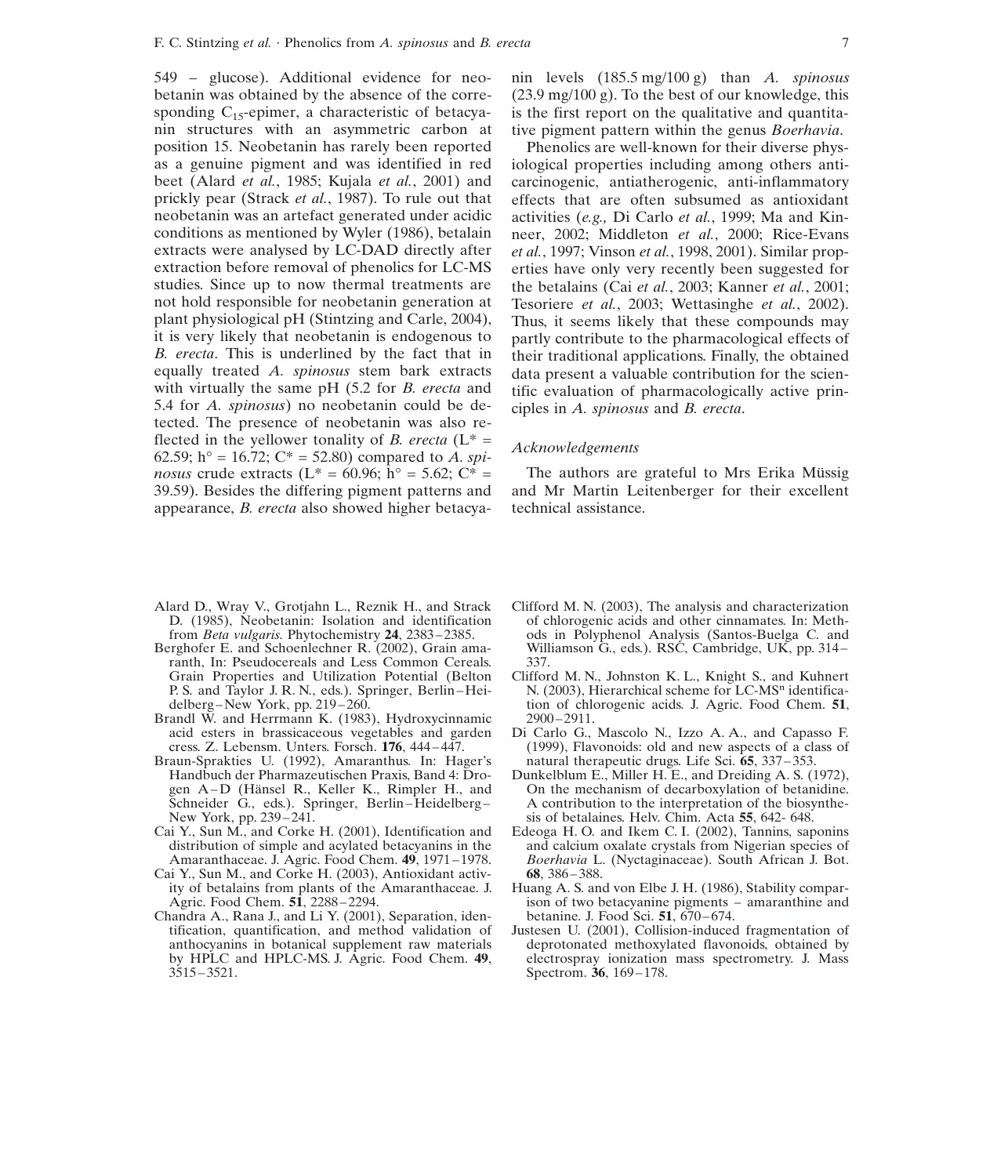549 – glucose). Additional evidence for neobetanin was obtained by the absence of the corresponding $C_{15}$-epimer, a characteristic of betacyanin structures with an asymmetric carbon at position 15. Neobetanin has rarely been reported as a genuine pigment and was identified in red beet (Alard *et al.*, 1985; Kujala *et al.*, 2001) and prickly pear (Strack *et al.*, 1987). To rule out that neobetanin was an artefact generated under acidic conditions as mentioned by Wyler (1986), betalain extracts were analysed by LC-DAD directly after extraction before removal of phenolics for LC-MS studies. Since up to now thermal treatments are not hold responsible for neobetanin generation at plant physiological pH (Stintzing and Carle, 2004), it is very likely that neobetanin is endogenous to *B. erecta*. This is underlined by the fact that in equally treated *A. spinosus* stem bark extracts with virtually the same pH (5.2 for *B. erecta* and 5.4 for *A. spinosus*) no neobetanin could be detected. The presence of neobetanin was also reflected in the yellower tonality of *B. erecta* ($L^*$ = 62.59; h° = 16.72; $C^*$ = 52.80) compared to *A. spinosus* crude extracts ($L^*$ = 60.96; h° = 5.62; $C^*$ = 39.59). Besides the differing pigment patterns and appearance, *B. erecta* also showed higher betacyanin levels (185.5 mg/100 g) than *A. spinosus* (23.9 mg/100 g). To the best of our knowledge, this is the first report on the qualitative and quantitative pigment pattern within the genus *Boerhavia*.

Phenolics are well-known for their diverse physiological properties including among others anticarcinogenic, antiatherogenic, anti-inflammatory effects that are often subsumed as antioxidant activities (*e.g.,* Di Carlo *et al.*, 1999; Ma and Kinneer, 2002; Middleton *et al.*, 2000; Rice-Evans *et al.*, 1997; Vinson *et al.*, 1998, 2001). Similar properties have only very recently been suggested for the betalains (Cai *et al.*, 2003; Kanner *et al.*, 2001; Tesoriere *et al.*, 2003; Wettasinghe *et al.*, 2002). Thus, it seems likely that these compounds may partly contribute to the pharmacological effects of their traditional applications. Finally, the obtained data present a valuable contribution for the scientific evaluation of pharmacologically active principles in *A. spinosus* and *B. erecta*.

### *Acknowledgements*

The authors are grateful to Mrs Erika Müssig and Mr Martin Leitenberger for their excellent technical assistance.

- Alard D., Wray V., Grotjahn L., Reznik H., and Strack D. (1985), Neobetanin: Isolation and identification from *Beta vulgaris*. Phytochemistry **24**, 2383–2385.
- Berghofer E. and Schoenlechner R. (2002), Grain amaranth, In: Pseudocereals and Less Common Cereals. Grain Properties and Utilization Potential (Belton P. S. and Taylor J. R. N., eds.). Springer, Berlin–Heidelberg–New York, pp. 219–260.
- Brandl W. and Herrmann K. (1983), Hydroxycinnamic acid esters in brassicaceous vegetables and garden cress. Z. Lebensm. Unters. Forsch. **176**, 444–447.
- Braun-Sprakties U. (1992), Amaranthus. In: Hager's Handbuch der Pharmazeutischen Praxis, Band 4: Drogen A–D (Hänsel R., Keller K., Rimpler H., and Schneider G., eds.). Springer, Berlin–Heidelberg–New York, pp. 239–241.
- Cai Y., Sun M., and Corke H. (2001), Identification and distribution of simple and acylated betacyanins in the Amaranthaceae. J. Agric. Food Chem. **49**, 1971–1978.
- Cai Y., Sun M., and Corke H. (2003), Antioxidant activity of betalains from plants of the Amaranthaceae. J. Agric. Food Chem. **51**, 2288–2294.
- Chandra A., Rana J., and Li Y. (2001), Separation, identification, quantification, and method validation of anthocyanins in botanical supplement raw materials by HPLC and HPLC-MS. J. Agric. Food Chem. **49**, 3515–3521.
- Clifford M. N. (2003), The analysis and characterization of chlorogenic acids and other cinnamates. In: Methods in Polyphenol Analysis (Santos-Buelga C. and Williamson G., eds.). RSC, Cambridge, UK, pp. 314–337.
- Clifford M. N., Johnston K. L., Knight S., and Kuhnert N. (2003), Hierarchical scheme for LC-$MS^n$ identification of chlorogenic acids. J. Agric. Food Chem. **51**, 2900–2911.
- Di Carlo G., Mascolo N., Izzo A. A., and Capasso F. (1999), Flavonoids: old and new aspects of a class of natural therapeutic drugs. Life Sci. **65**, 337–353.
- Dunkelblum E., Miller H. E., and Dreiding A. S. (1972), On the mechanism of decarboxylation of betanidine. A contribution to the interpretation of the biosynthesis of betalaines. Helv. Chim. Acta **55**, 642- 648.
- Edeoga H. O. and Ikem C. I. (2002), Tannins, saponins and calcium oxalate crystals from Nigerian species of *Boerhavia* L. (Nyctaginaceae). South African J. Bot. **68**, 386–388.
- Huang A. S. and von Elbe J. H. (1986), Stability comparison of two betacyanine pigments – amaranthine and betanine. J. Food Sci. **51**, 670–674.
- Justesen U. (2001), Collision-induced fragmentation of deprotonated methoxylated flavonoids, obtained by electrospray ionization mass spectrometry. J. Mass Spectrom. **36**, 169–178.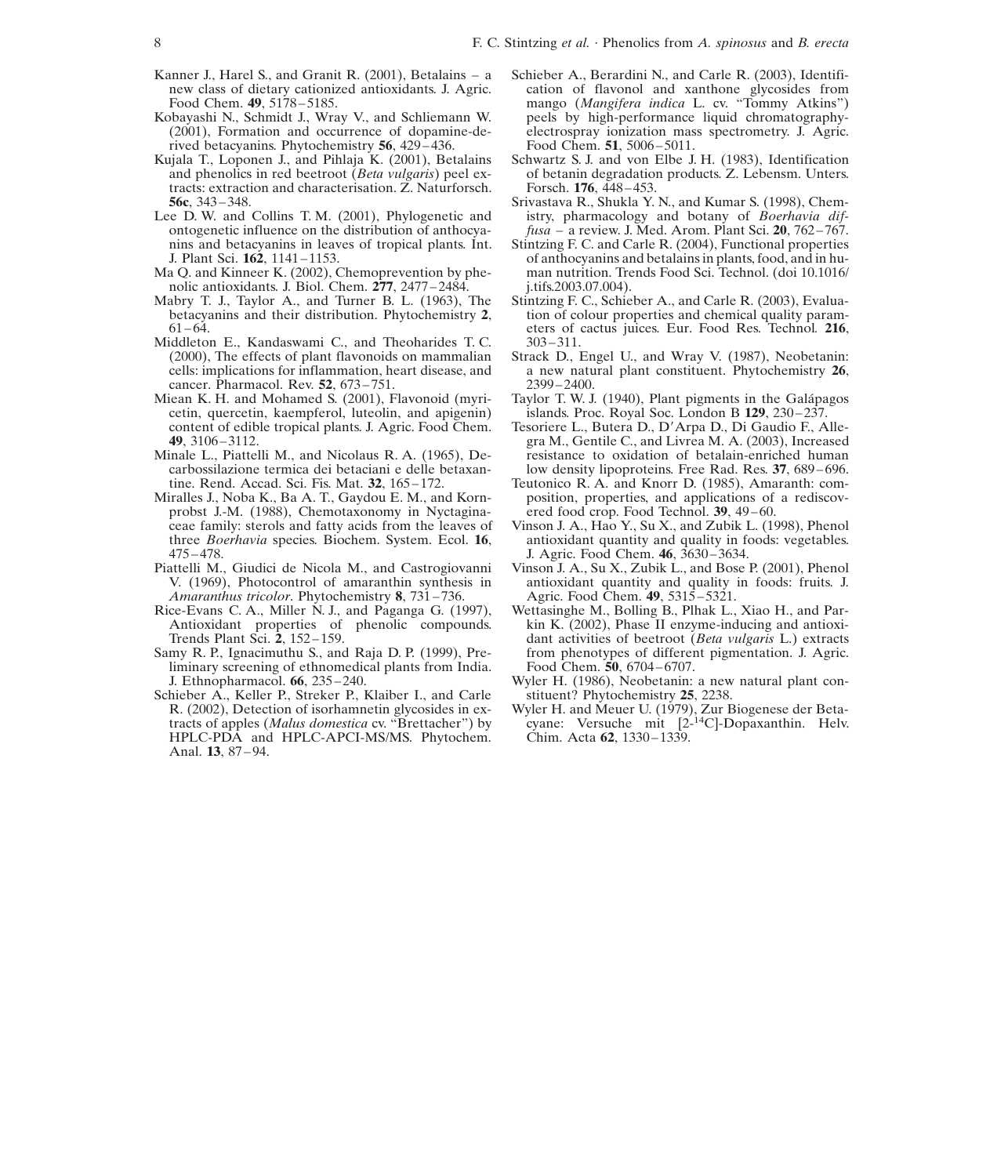Kanner J., Harel S., and Granit R. (2001), Betalains – a new class of dietary cationized antioxidants. J. Agric. Food Chem. **49**, 5178–5185.

Kobayashi N., Schmidt J., Wray V., and Schliemann W. (2001), Formation and occurrence of dopamine-derived betacyanins. Phytochemistry **56**, 429–436.

Kujala T., Loponen J., and Pihlaja K. (2001), Betalains and phenolics in red beetroot (*Beta vulgaris*) peel extracts: extraction and characterisation. Z. Naturforsch. **56c**, 343–348.

Lee D. W. and Collins T. M. (2001), Phylogenetic and ontogenetic influence on the distribution of anthocyanins and betacyanins in leaves of tropical plants. Int. J. Plant Sci. **162**, 1141–1153.

Ma Q. and Kinneer K. (2002), Chemoprevention by phenolic antioxidants. J. Biol. Chem. **277**, 2477–2484.

Mabry T. J., Taylor A., and Turner B. L. (1963), The betacyanins and their distribution. Phytochemistry **2**, 61–64.

Middleton E., Kandaswami C., and Theoharides T. C. (2000), The effects of plant flavonoids on mammalian cells: implications for inflammation, heart disease, and cancer. Pharmacol. Rev. **52**, 673–751.

Miean K. H. and Mohamed S. (2001), Flavonoid (myricetin, quercetin, kaempferol, luteolin, and apigenin) content of edible tropical plants. J. Agric. Food Chem. **49**, 3106–3112.

Minale L., Piattelli M., and Nicolaus R. A. (1965), Decarbossilazione termica dei betaciani e delle betaxantine. Rend. Accad. Sci. Fis. Mat. **32**, 165–172.

Miralles J., Noba K., Ba A. T., Gaydou E. M., and Kornprobst J.-M. (1988), Chemotaxonomy in Nyctaginaceae family: sterols and fatty acids from the leaves of three *Boerhavia* species. Biochem. System. Ecol. **16**, 475–478.

Piattelli M., Giudici de Nicola M., and Castrogiovanni V. (1969), Photocontrol of amaranthin synthesis in *Amaranthus tricolor*. Phytochemistry **8**, 731–736.

Rice-Evans C. A., Miller N. J., and Paganga G. (1997), Antioxidant properties of phenolic compounds. Trends Plant Sci. **2**, 152–159.

Samy R. P., Ignacimuthu S., and Raja D. P. (1999), Preliminary screening of ethnomedical plants from India. J. Ethnopharmacol. **66**, 235–240.

Schieber A., Keller P., Streker P., Klaiber I., and Carle R. (2002), Detection of isorhamnetin glycosides in extracts of apples (*Malus domestica* cv. "Brettacher") by HPLC-PDA and HPLC-APCI-MS/MS. Phytochem. Anal. **13**, 87–94.

Schieber A., Berardini N., and Carle R. (2003), Identification of flavonol and xanthone glycosides from mango (*Mangifera indica* L. cv. "Tommy Atkins") peels by high-performance liquid chromatography-electrospray ionization mass spectrometry. J. Agric. Food Chem. **51**, 5006–5011.

Schwartz S. J. and von Elbe J. H. (1983), Identification of betanin degradation products. Z. Lebensm. Unters. Forsch. **176**, 448–453.

Srivastava R., Shukla Y. N., and Kumar S. (1998), Chemistry, pharmacology and botany of *Boerhavia diffusa* – a review. J. Med. Arom. Plant Sci. **20**, 762–767.

Stintzing F. C. and Carle R. (2004), Functional properties of anthocyanins and betalains in plants, food, and in human nutrition. Trends Food Sci. Technol. (doi 10.1016/j.tifs.2003.07.004).

Stintzing F. C., Schieber A., and Carle R. (2003), Evaluation of colour properties and chemical quality parameters of cactus juices. Eur. Food Res. Technol. **216**, 303–311.

Strack D., Engel U., and Wray V. (1987), Neobetanin: a new natural plant constituent. Phytochemistry **26**, 2399–2400.

Taylor T. W. J. (1940), Plant pigments in the Galápagos islands. Proc. Royal Soc. London B **129**, 230–237.

Tesoriere L., Butera D., D′Arpa D., Di Gaudio F., Allegra M., Gentile C., and Livrea M. A. (2003), Increased resistance to oxidation of betalain-enriched human low density lipoproteins. Free Rad. Res. **37**, 689–696.

Teutonico R. A. and Knorr D. (1985), Amaranth: composition, properties, and applications of a rediscovered food crop. Food Technol. **39**, 49–60.

Vinson J. A., Hao Y., Su X., and Zubik L. (1998), Phenol antioxidant quantity and quality in foods: vegetables. J. Agric. Food Chem. **46**, 3630–3634.

Vinson J. A., Su X., Zubik L., and Bose P. (2001), Phenol antioxidant quantity and quality in foods: fruits. J. Agric. Food Chem. **49**, 5315–5321.

Wettasinghe M., Bolling B., Plhak L., Xiao H., and Parkin K. (2002), Phase II enzyme-inducing and antioxidant activities of beetroot (*Beta vulgaris* L.) extracts from phenotypes of different pigmentation. J. Agric. Food Chem. **50**, 6704–6707.

Wyler H. (1986), Neobetanin: a new natural plant constituent? Phytochemistry **25**, 2238.

Wyler H. and Meuer U. (1979), Zur Biogenese der Betacyane: Versuche mit [2-$^{14}$C]-Dopaxanthin. Helv. Chim. Acta **62**, 1330–1339.